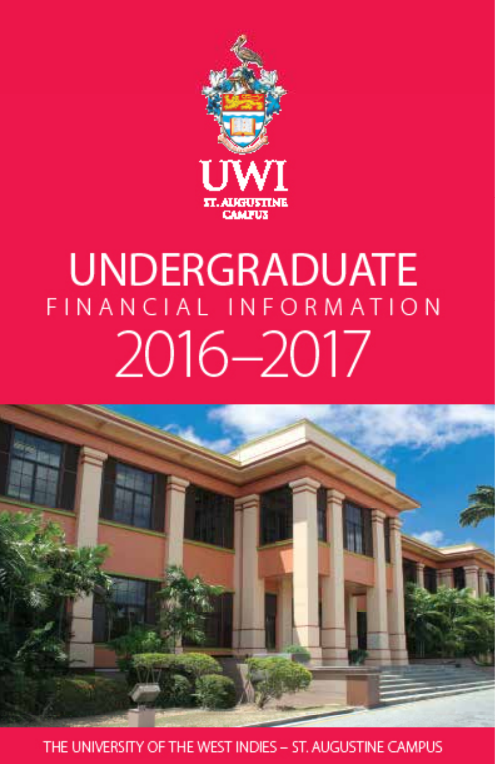UWI

ST. AUGUSTINE CAMPUS

# UNDERGRADUATE

## FINANCIAL INFORMATION

## 2016–2017

THE UNIVERSITY OF THE WEST INDIES – ST. AUGUSTINE CAMPUS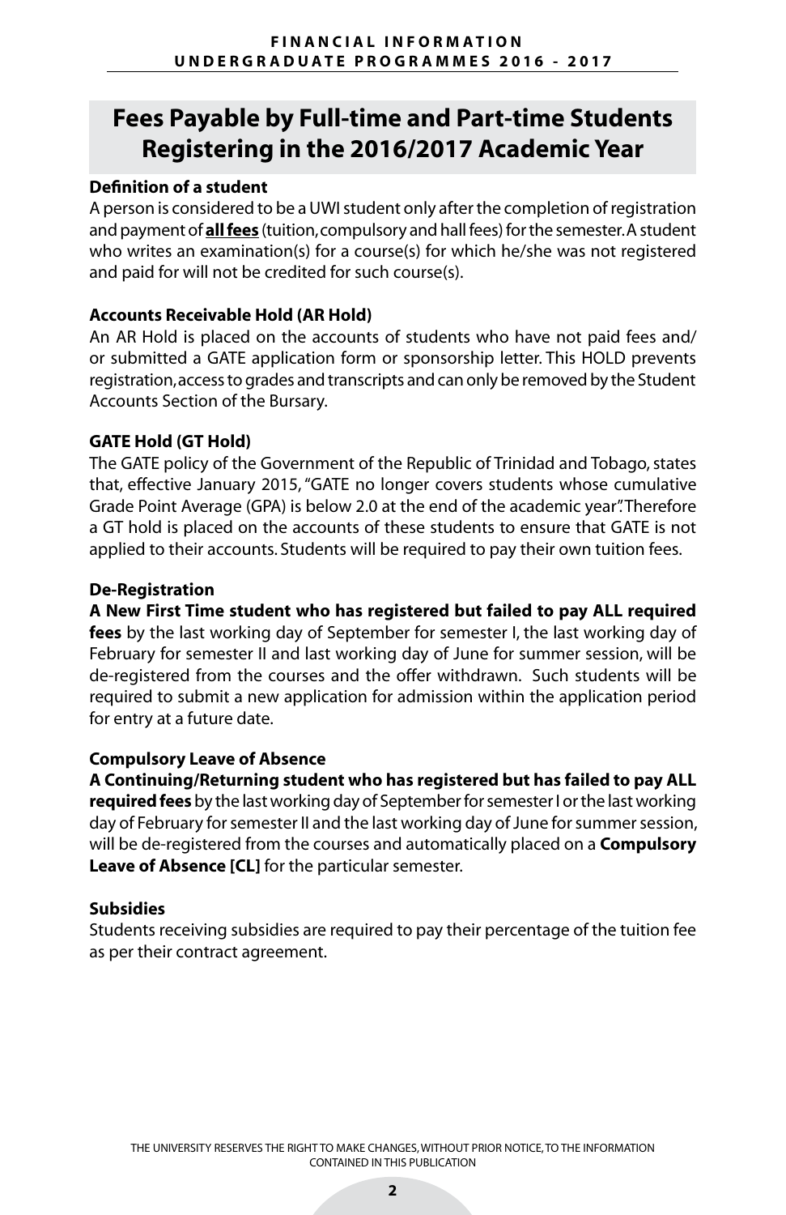# Fees Payable by Full-time and Part-time Students Registering in the 2016/2017 Academic Year

### Definition of a student

A person is considered to be a UWI student only after the completion of registration and payment of **all fees** (tuition, compulsory and hall fees) for the semester. A student who writes an examination(s) for a course(s) for which he/she was not registered and paid for will not be credited for such course(s).

### Accounts Receivable Hold (AR Hold)

An AR Hold is placed on the accounts of students who have not paid fees and/or submitted a GATE application form or sponsorship letter. This HOLD prevents registration, access to grades and transcripts and can only be removed by the Student Accounts Section of the Bursary.

### GATE Hold (GT Hold)

The GATE policy of the Government of the Republic of Trinidad and Tobago, states that, effective January 2015, "GATE no longer covers students whose cumulative Grade Point Average (GPA) is below 2.0 at the end of the academic year". Therefore a GT hold is placed on the accounts of these students to ensure that GATE is not applied to their accounts. Students will be required to pay their own tuition fees.

### De-Registration

**A New First Time student who has registered but failed to pay ALL required fees** by the last working day of September for semester I, the last working day of February for semester II and last working day of June for summer session, will be de-registered from the courses and the offer withdrawn. Such students will be required to submit a new application for admission within the application period for entry at a future date.

### Compulsory Leave of Absence

**A Continuing/Returning student who has registered but has failed to pay ALL required fees** by the last working day of September for semester I or the last working day of February for semester II and the last working day of June for summer session, will be de-registered from the courses and automatically placed on a **Compulsory Leave of Absence [CL]** for the particular semester.

### Subsidies

Students receiving subsidies are required to pay their percentage of the tuition fee as per their contract agreement.

THE UNIVERSITY RESERVES THE RIGHT TO MAKE CHANGES, WITHOUT PRIOR NOTICE, TO THE INFORMATION CONTAINED IN THIS PUBLICATION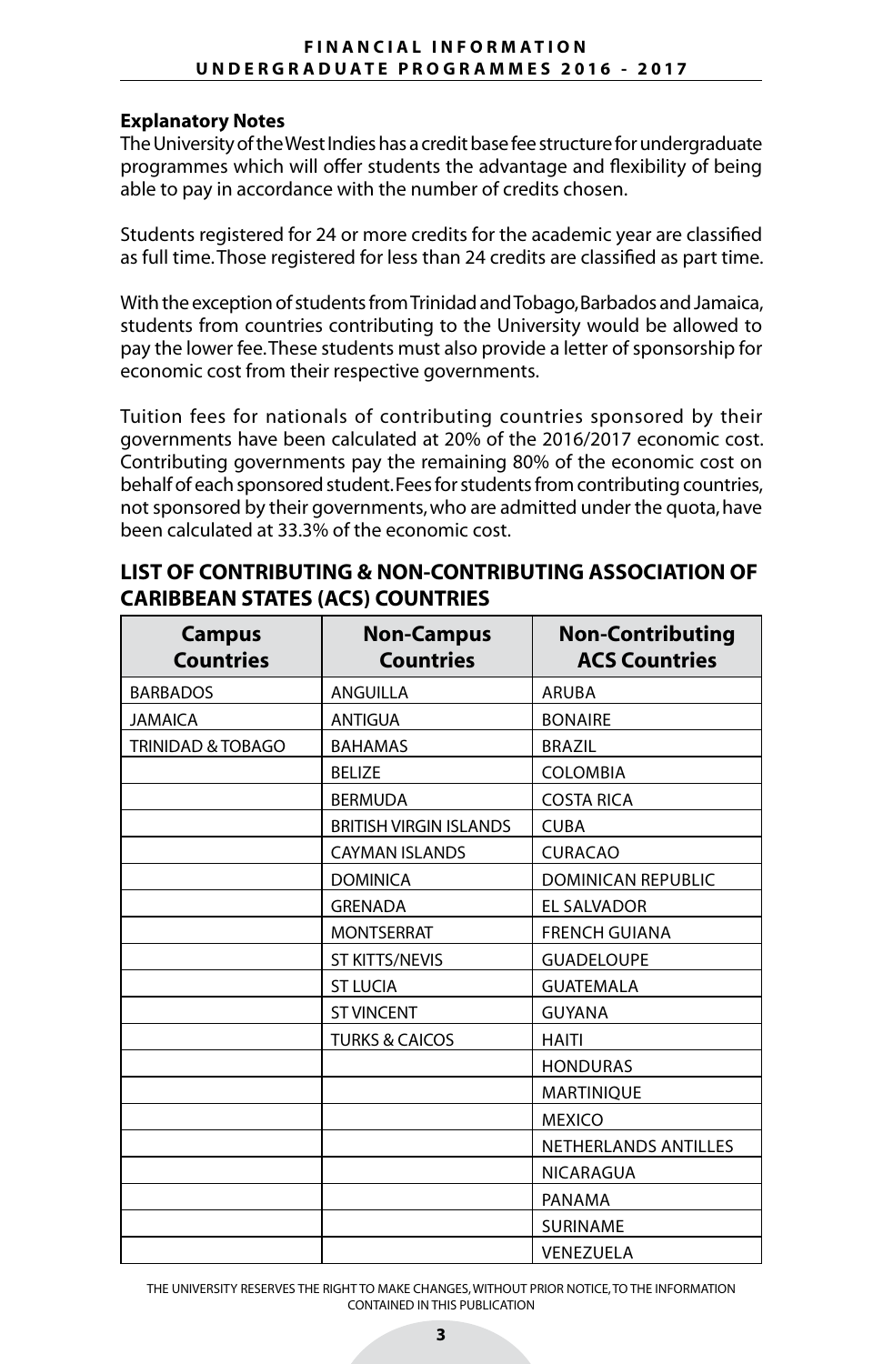**Explanatory Notes**

The University of the West Indies has a credit base fee structure for undergraduate programmes which will offer students the advantage and flexibility of being able to pay in accordance with the number of credits chosen.

Students registered for 24 or more credits for the academic year are classified as full time. Those registered for less than 24 credits are classified as part time.

With the exception of students from Trinidad and Tobago, Barbados and Jamaica, students from countries contributing to the University would be allowed to pay the lower fee. These students must also provide a letter of sponsorship for economic cost from their respective governments.

Tuition fees for nationals of contributing countries sponsored by their governments have been calculated at 20% of the 2016/2017 economic cost. Contributing governments pay the remaining 80% of the economic cost on behalf of each sponsored student. Fees for students from contributing countries, not sponsored by their governments, who are admitted under the quota, have been calculated at 33.3% of the economic cost.

## LIST OF CONTRIBUTING & NON-CONTRIBUTING ASSOCIATION OF CARIBBEAN STATES (ACS) COUNTRIES

| Campus Countries | Non-Campus Countries | Non-Contributing ACS Countries |
|---|---|---|
| BARBADOS | ANGUILLA | ARUBA |
| JAMAICA | ANTIGUA | BONAIRE |
| TRINIDAD & TOBAGO | BAHAMAS | BRAZIL |
| | BELIZE | COLOMBIA |
| | BERMUDA | COSTA RICA |
| | BRITISH VIRGIN ISLANDS | CUBA |
| | CAYMAN ISLANDS | CURACAO |
| | DOMINICA | DOMINICAN REPUBLIC |
| | GRENADA | EL SALVADOR |
| | MONTSERRAT | FRENCH GUIANA |
| | ST KITTS/NEVIS | GUADELOUPE |
| | ST LUCIA | GUATEMALA |
| | ST VINCENT | GUYANA |
| | TURKS & CAICOS | HAITI |
| | | HONDURAS |
| | | MARTINIQUE |
| | | MEXICO |
| | | NETHERLANDS ANTILLES |
| | | NICARAGUA |
| | | PANAMA |
| | | SURINAME |
| | | VENEZUELA |

THE UNIVERSITY RESERVES THE RIGHT TO MAKE CHANGES, WITHOUT PRIOR NOTICE, TO THE INFORMATION CONTAINED IN THIS PUBLICATION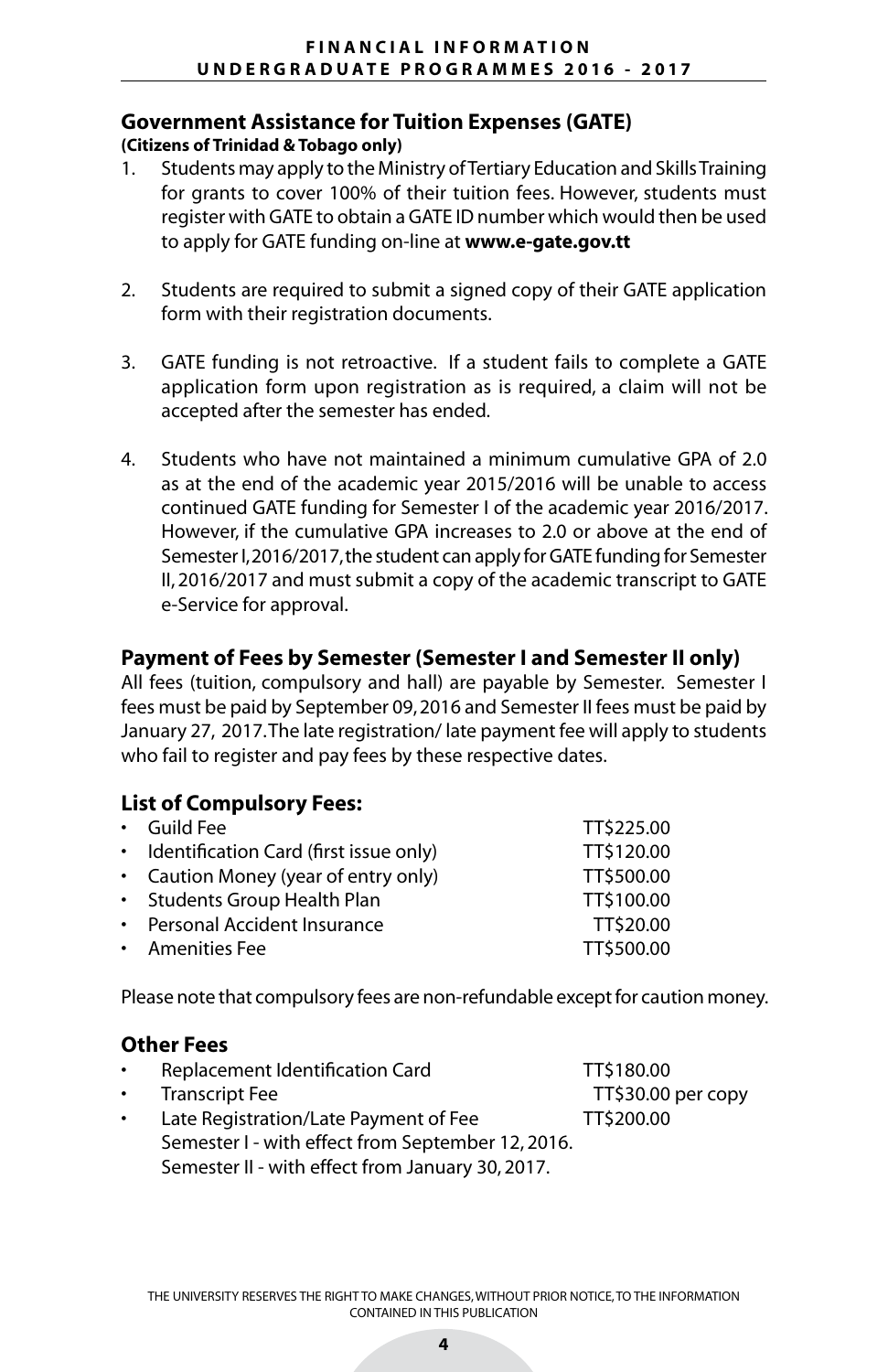## Government Assistance for Tuition Expenses (GATE)

**(Citizens of Trinidad & Tobago only)**

1. Students may apply to the Ministry of Tertiary Education and Skills Training for grants to cover 100% of their tuition fees. However, students must register with GATE to obtain a GATE ID number which would then be used to apply for GATE funding on-line at **www.e-gate.gov.tt**

2. Students are required to submit a signed copy of their GATE application form with their registration documents.

3. GATE funding is not retroactive. If a student fails to complete a GATE application form upon registration as is required, a claim will not be accepted after the semester has ended.

4. Students who have not maintained a minimum cumulative GPA of 2.0 as at the end of the academic year 2015/2016 will be unable to access continued GATE funding for Semester I of the academic year 2016/2017. However, if the cumulative GPA increases to 2.0 or above at the end of Semester I, 2016/2017, the student can apply for GATE funding for Semester II, 2016/2017 and must submit a copy of the academic transcript to GATE e-Service for approval.

## Payment of Fees by Semester (Semester I and Semester II only)

All fees (tuition, compulsory and hall) are payable by Semester. Semester I fees must be paid by September 09, 2016 and Semester II fees must be paid by January 27, 2017. The late registration/ late payment fee will apply to students who fail to register and pay fees by these respective dates.

## List of Compulsory Fees:

| Fee | Amount |
|---|---|
| • Guild Fee | TT$225.00 |
| • Identification Card (first issue only) | TT$120.00 |
| • Caution Money (year of entry only) | TT$500.00 |
| • Students Group Health Plan | TT$100.00 |
| • Personal Accident Insurance | TT$20.00 |
| • Amenities Fee | TT$500.00 |

Please note that compulsory fees are non-refundable except for caution money.

## Other Fees

| Fee | Amount |
|---|---|
| • Replacement Identification Card | TT$180.00 |
| • Transcript Fee | TT$30.00 per copy |
| • Late Registration/Late Payment of Fee | TT$200.00 |

Semester I - with effect from September 12, 2016.
Semester II - with effect from January 30, 2017.

THE UNIVERSITY RESERVES THE RIGHT TO MAKE CHANGES, WITHOUT PRIOR NOTICE, TO THE INFORMATION CONTAINED IN THIS PUBLICATION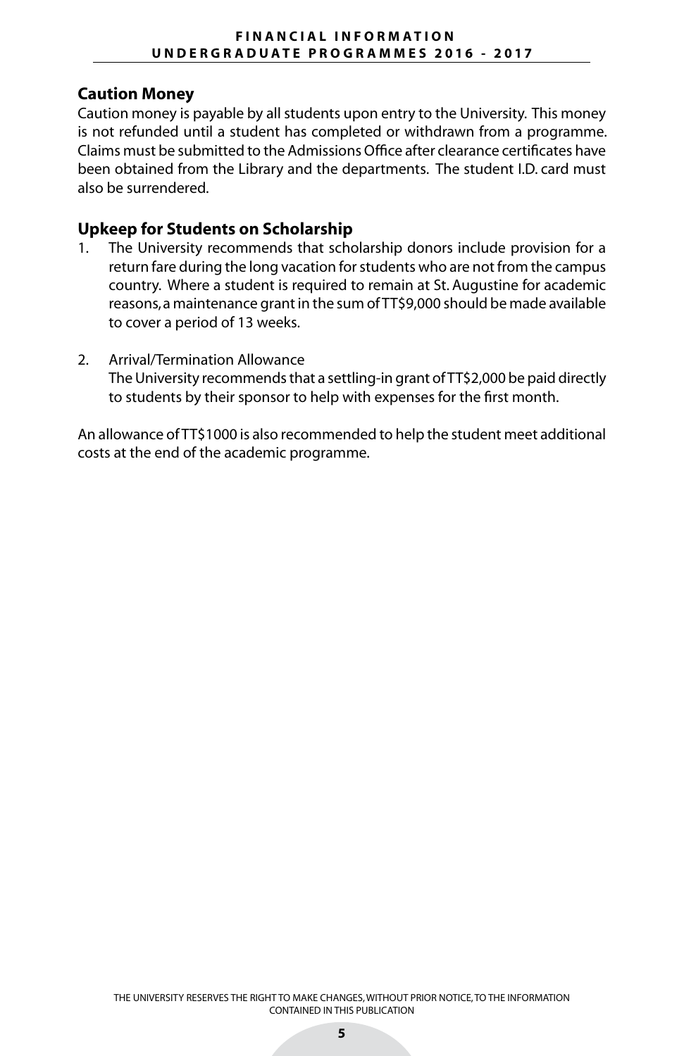## Caution Money

Caution money is payable by all students upon entry to the University. This money is not refunded until a student has completed or withdrawn from a programme. Claims must be submitted to the Admissions Office after clearance certificates have been obtained from the Library and the departments. The student I.D. card must also be surrendered.

## Upkeep for Students on Scholarship

1. The University recommends that scholarship donors include provision for a return fare during the long vacation for students who are not from the campus country. Where a student is required to remain at St. Augustine for academic reasons, a maintenance grant in the sum of TT$9,000 should be made available to cover a period of 13 weeks.

2. Arrival/Termination Allowance
   The University recommends that a settling-in grant of TT$2,000 be paid directly to students by their sponsor to help with expenses for the first month.

An allowance of TT$1000 is also recommended to help the student meet additional costs at the end of the academic programme.

THE UNIVERSITY RESERVES THE RIGHT TO MAKE CHANGES, WITHOUT PRIOR NOTICE, TO THE INFORMATION CONTAINED IN THIS PUBLICATION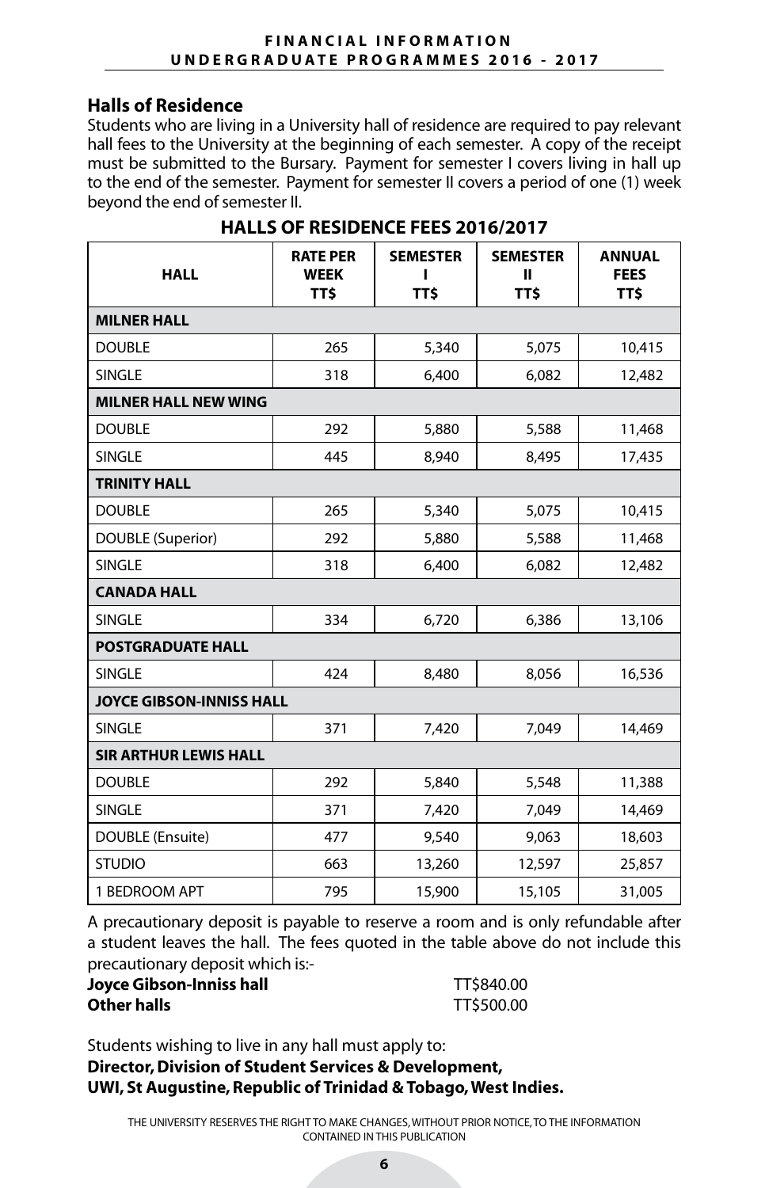## Halls of Residence

Students who are living in a University hall of residence are required to pay relevant hall fees to the University at the beginning of each semester. A copy of the receipt must be submitted to the Bursary. Payment for semester I covers living in hall up to the end of the semester. Payment for semester II covers a period of one (1) week beyond the end of semester II.

### HALLS OF RESIDENCE FEES 2016/2017

| HALL | RATE PER WEEK TT$ | SEMESTER I TT$ | SEMESTER II TT$ | ANNUAL FEES TT$ |
|---|---|---|---|---|
| **MILNER HALL** | | | | |
| DOUBLE | 265 | 5,340 | 5,075 | 10,415 |
| SINGLE | 318 | 6,400 | 6,082 | 12,482 |
| **MILNER HALL NEW WING** | | | | |
| DOUBLE | 292 | 5,880 | 5,588 | 11,468 |
| SINGLE | 445 | 8,940 | 8,495 | 17,435 |
| **TRINITY HALL** | | | | |
| DOUBLE | 265 | 5,340 | 5,075 | 10,415 |
| DOUBLE (Superior) | 292 | 5,880 | 5,588 | 11,468 |
| SINGLE | 318 | 6,400 | 6,082 | 12,482 |
| **CANADA HALL** | | | | |
| SINGLE | 334 | 6,720 | 6,386 | 13,106 |
| **POSTGRADUATE HALL** | | | | |
| SINGLE | 424 | 8,480 | 8,056 | 16,536 |
| **JOYCE GIBSON-INNISS HALL** | | | | |
| SINGLE | 371 | 7,420 | 7,049 | 14,469 |
| **SIR ARTHUR LEWIS HALL** | | | | |
| DOUBLE | 292 | 5,840 | 5,548 | 11,388 |
| SINGLE | 371 | 7,420 | 7,049 | 14,469 |
| DOUBLE (Ensuite) | 477 | 9,540 | 9,063 | 18,603 |
| STUDIO | 663 | 13,260 | 12,597 | 25,857 |
| 1 BEDROOM APT | 795 | 15,900 | 15,105 | 31,005 |

A precautionary deposit is payable to reserve a room and is only refundable after a student leaves the hall. The fees quoted in the table above do not include this precautionary deposit which is:-

**Joyce Gibson-Inniss hall** TT$840.00
**Other halls** TT$500.00

Students wishing to live in any hall must apply to:
**Director, Division of Student Services & Development,**
**UWI, St Augustine, Republic of Trinidad & Tobago, West Indies.**

THE UNIVERSITY RESERVES THE RIGHT TO MAKE CHANGES, WITHOUT PRIOR NOTICE, TO THE INFORMATION CONTAINED IN THIS PUBLICATION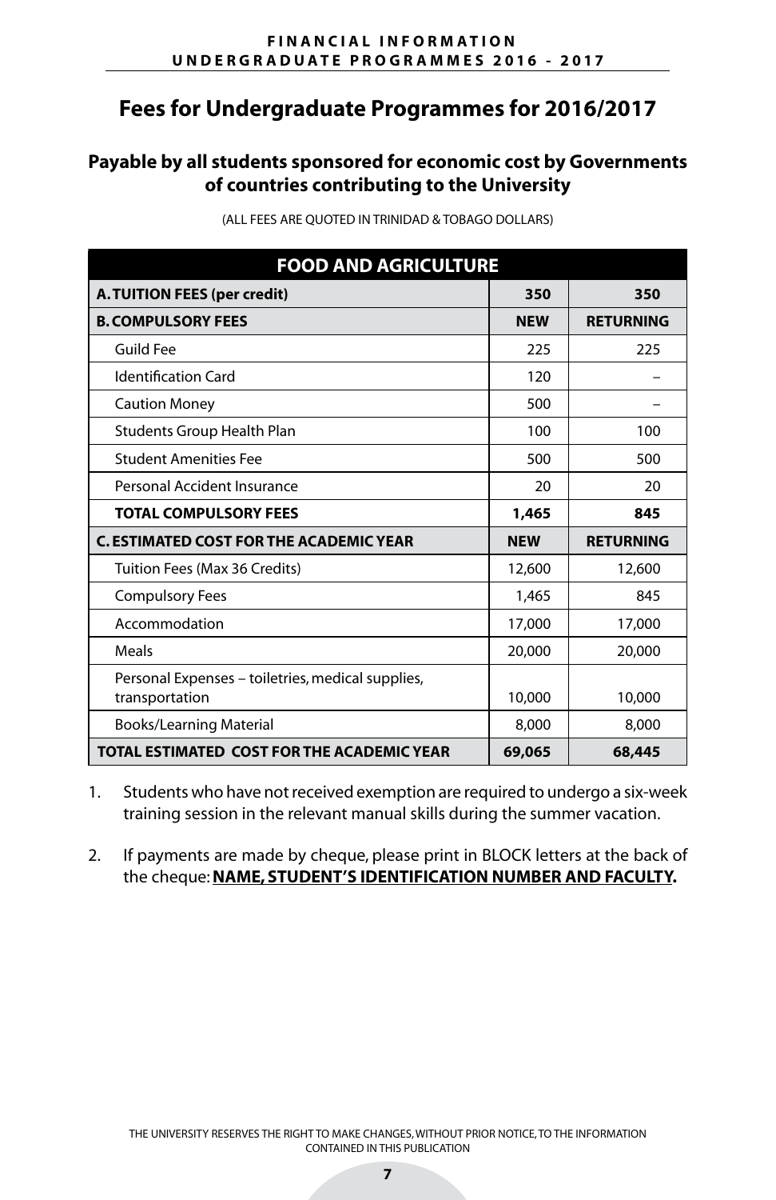# Fees for Undergraduate Programmes for 2016/2017

## Payable by all students sponsored for economic cost by Governments of countries contributing to the University

(ALL FEES ARE QUOTED IN TRINIDAD & TOBAGO DOLLARS)

| FOOD AND AGRICULTURE | | |
|---|---|---|
| **A. TUITION FEES (per credit)** | **350** | **350** |
| **B. COMPULSORY FEES** | **NEW** | **RETURNING** |
| Guild Fee | 225 | 225 |
| Identification Card | 120 | – |
| Caution Money | 500 | – |
| Students Group Health Plan | 100 | 100 |
| Student Amenities Fee | 500 | 500 |
| Personal Accident Insurance | 20 | 20 |
| **TOTAL COMPULSORY FEES** | **1,465** | **845** |
| **C. ESTIMATED COST FOR THE ACADEMIC YEAR** | **NEW** | **RETURNING** |
| Tuition Fees (Max 36 Credits) | 12,600 | 12,600 |
| Compulsory Fees | 1,465 | 845 |
| Accommodation | 17,000 | 17,000 |
| Meals | 20,000 | 20,000 |
| Personal Expenses – toiletries, medical supplies, transportation | 10,000 | 10,000 |
| Books/Learning Material | 8,000 | 8,000 |
| **TOTAL ESTIMATED COST FOR THE ACADEMIC YEAR** | **69,065** | **68,445** |

1. Students who have not received exemption are required to undergo a six-week training session in the relevant manual skills during the summer vacation.

2. If payments are made by cheque, please print in BLOCK letters at the back of the cheque: **NAME, STUDENT'S IDENTIFICATION NUMBER AND FACULTY.**

THE UNIVERSITY RESERVES THE RIGHT TO MAKE CHANGES, WITHOUT PRIOR NOTICE, TO THE INFORMATION CONTAINED IN THIS PUBLICATION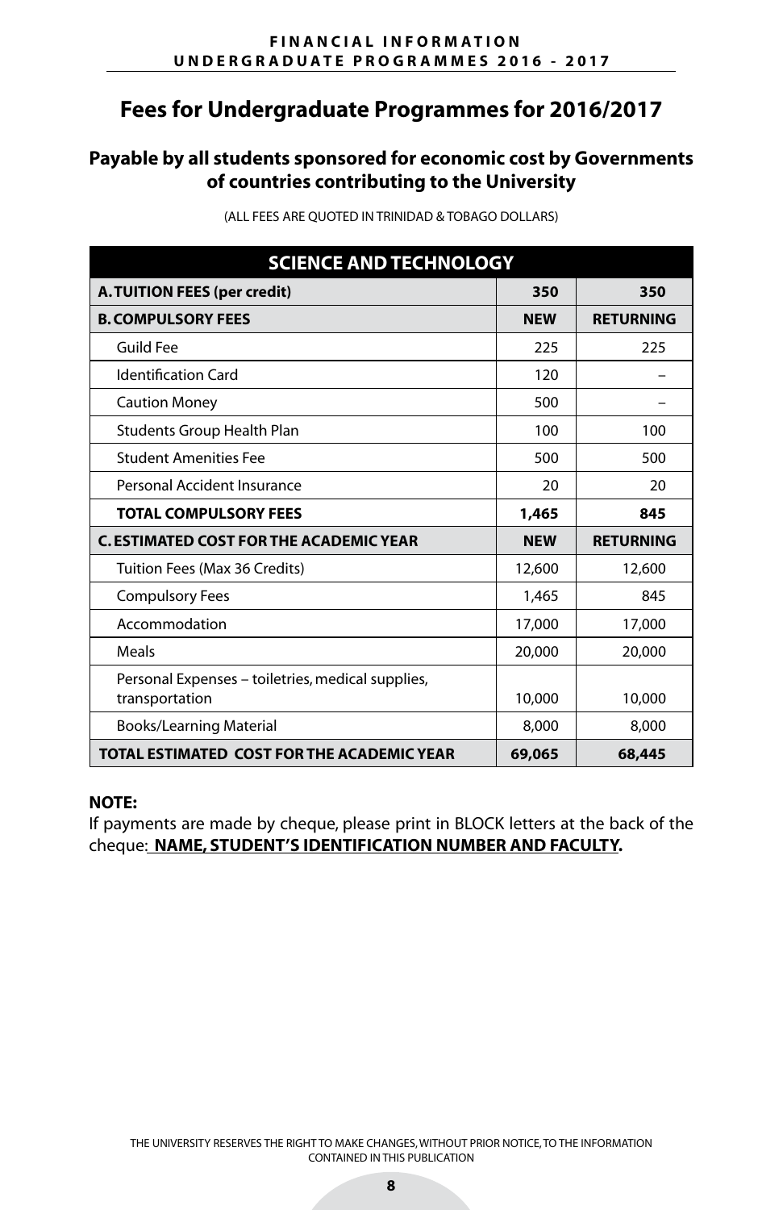# Fees for Undergraduate Programmes for 2016/2017

## Payable by all students sponsored for economic cost by Governments of countries contributing to the University

(ALL FEES ARE QUOTED IN TRINIDAD & TOBAGO DOLLARS)

| SCIENCE AND TECHNOLOGY | | |
|---|---|---|
| **A. TUITION FEES (per credit)** | **350** | **350** |
| **B. COMPULSORY FEES** | **NEW** | **RETURNING** |
| Guild Fee | 225 | 225 |
| Identification Card | 120 | – |
| Caution Money | 500 | – |
| Students Group Health Plan | 100 | 100 |
| Student Amenities Fee | 500 | 500 |
| Personal Accident Insurance | 20 | 20 |
| **TOTAL COMPULSORY FEES** | **1,465** | **845** |
| **C. ESTIMATED COST FOR THE ACADEMIC YEAR** | **NEW** | **RETURNING** |
| Tuition Fees (Max 36 Credits) | 12,600 | 12,600 |
| Compulsory Fees | 1,465 | 845 |
| Accommodation | 17,000 | 17,000 |
| Meals | 20,000 | 20,000 |
| Personal Expenses – toiletries, medical supplies, transportation | 10,000 | 10,000 |
| Books/Learning Material | 8,000 | 8,000 |
| **TOTAL ESTIMATED COST FOR THE ACADEMIC YEAR** | **69,065** | **68,445** |

**NOTE:**
If payments are made by cheque, please print in BLOCK letters at the back of the cheque: **NAME, STUDENT'S IDENTIFICATION NUMBER AND FACULTY.**

THE UNIVERSITY RESERVES THE RIGHT TO MAKE CHANGES, WITHOUT PRIOR NOTICE, TO THE INFORMATION CONTAINED IN THIS PUBLICATION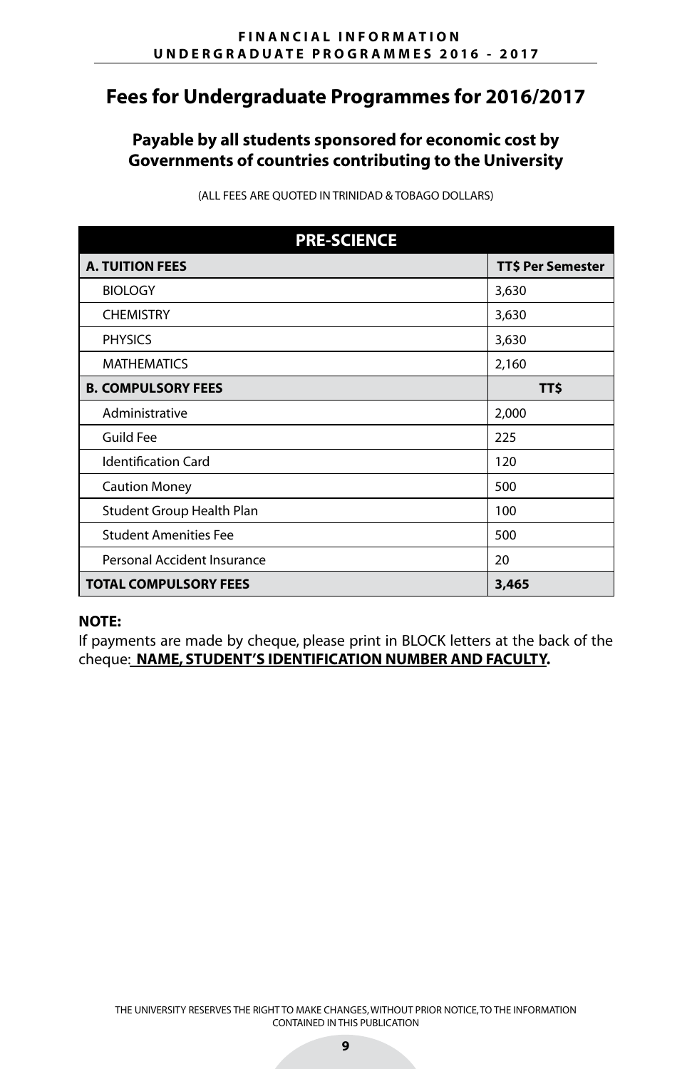# Fees for Undergraduate Programmes for 2016/2017

## Payable by all students sponsored for economic cost by Governments of countries contributing to the University

(ALL FEES ARE QUOTED IN TRINIDAD & TOBAGO DOLLARS)

| PRE-SCIENCE | |
|---|---|
| **A. TUITION FEES** | **TT$ Per Semester** |
| BIOLOGY | 3,630 |
| CHEMISTRY | 3,630 |
| PHYSICS | 3,630 |
| MATHEMATICS | 2,160 |
| **B. COMPULSORY FEES** | **TT$** |
| Administrative | 2,000 |
| Guild Fee | 225 |
| Identification Card | 120 |
| Caution Money | 500 |
| Student Group Health Plan | 100 |
| Student Amenities Fee | 500 |
| Personal Accident Insurance | 20 |
| **TOTAL COMPULSORY FEES** | **3,465** |

**NOTE:**
If payments are made by cheque, please print in BLOCK letters at the back of the cheque: **NAME, STUDENT'S IDENTIFICATION NUMBER AND FACULTY.**

THE UNIVERSITY RESERVES THE RIGHT TO MAKE CHANGES, WITHOUT PRIOR NOTICE, TO THE INFORMATION CONTAINED IN THIS PUBLICATION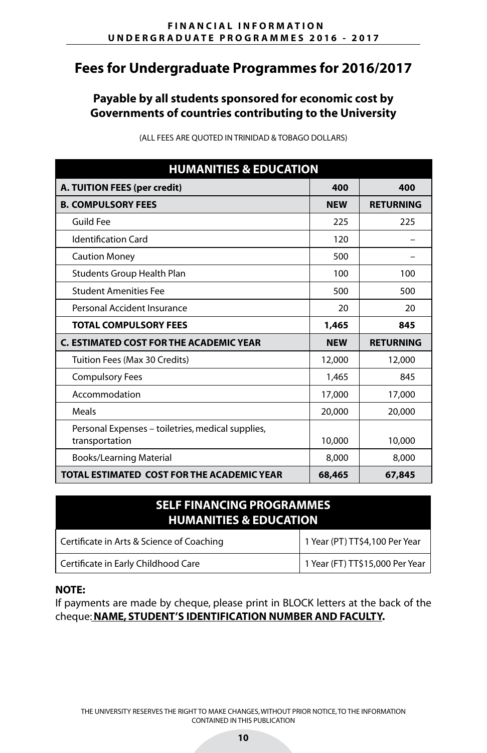# Fees for Undergraduate Programmes for 2016/2017

## Payable by all students sponsored for economic cost by Governments of countries contributing to the University

(ALL FEES ARE QUOTED IN TRINIDAD & TOBAGO DOLLARS)

| HUMANITIES & EDUCATION | | |
|---|---|---|
| **A. TUITION FEES (per credit)** | **400** | **400** |
| **B. COMPULSORY FEES** | **NEW** | **RETURNING** |
| Guild Fee | 225 | 225 |
| Identification Card | 120 | – |
| Caution Money | 500 | – |
| Students Group Health Plan | 100 | 100 |
| Student Amenities Fee | 500 | 500 |
| Personal Accident Insurance | 20 | 20 |
| **TOTAL COMPULSORY FEES** | **1,465** | **845** |
| **C. ESTIMATED COST FOR THE ACADEMIC YEAR** | **NEW** | **RETURNING** |
| Tuition Fees (Max 30 Credits) | 12,000 | 12,000 |
| Compulsory Fees | 1,465 | 845 |
| Accommodation | 17,000 | 17,000 |
| Meals | 20,000 | 20,000 |
| Personal Expenses – toiletries, medical supplies, transportation | 10,000 | 10,000 |
| Books/Learning Material | 8,000 | 8,000 |
| **TOTAL ESTIMATED COST FOR THE ACADEMIC YEAR** | **68,465** | **67,845** |

| SELF FINANCING PROGRAMMES HUMANITIES & EDUCATION | |
|---|---|
| Certificate in Arts & Science of Coaching | 1 Year (PT) TT$4,100 Per Year |
| Certificate in Early Childhood Care | 1 Year (FT) TT$15,000 Per Year |

**NOTE:**
If payments are made by cheque, please print in BLOCK letters at the back of the cheque: **NAME, STUDENT'S IDENTIFICATION NUMBER AND FACULTY.**

THE UNIVERSITY RESERVES THE RIGHT TO MAKE CHANGES, WITHOUT PRIOR NOTICE, TO THE INFORMATION CONTAINED IN THIS PUBLICATION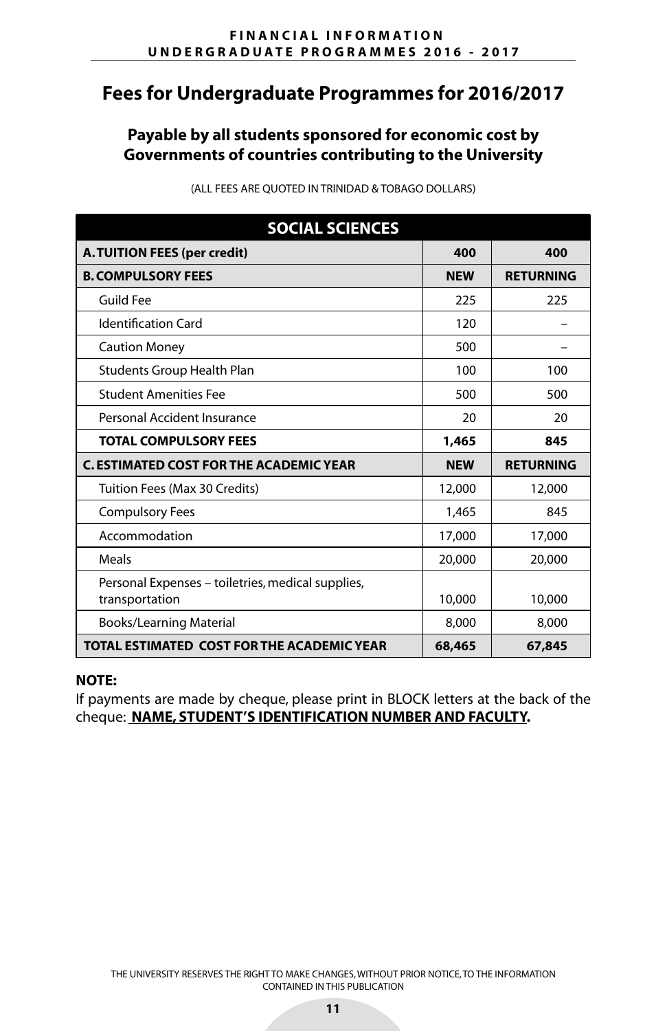# Fees for Undergraduate Programmes for 2016/2017

### Payable by all students sponsored for economic cost by Governments of countries contributing to the University

(ALL FEES ARE QUOTED IN TRINIDAD & TOBAGO DOLLARS)

| SOCIAL SCIENCES | | |
|---|---|---|
| **A. TUITION FEES (per credit)** | **400** | **400** |
| **B. COMPULSORY FEES** | **NEW** | **RETURNING** |
| Guild Fee | 225 | 225 |
| Identification Card | 120 | – |
| Caution Money | 500 | – |
| Students Group Health Plan | 100 | 100 |
| Student Amenities Fee | 500 | 500 |
| Personal Accident Insurance | 20 | 20 |
| **TOTAL COMPULSORY FEES** | **1,465** | **845** |
| **C. ESTIMATED COST FOR THE ACADEMIC YEAR** | **NEW** | **RETURNING** |
| Tuition Fees (Max 30 Credits) | 12,000 | 12,000 |
| Compulsory Fees | 1,465 | 845 |
| Accommodation | 17,000 | 17,000 |
| Meals | 20,000 | 20,000 |
| Personal Expenses – toiletries, medical supplies, transportation | 10,000 | 10,000 |
| Books/Learning Material | 8,000 | 8,000 |
| **TOTAL ESTIMATED COST FOR THE ACADEMIC YEAR** | **68,465** | **67,845** |

**NOTE:**
If payments are made by cheque, please print in BLOCK letters at the back of the cheque: **NAME, STUDENT'S IDENTIFICATION NUMBER AND FACULTY.**

THE UNIVERSITY RESERVES THE RIGHT TO MAKE CHANGES, WITHOUT PRIOR NOTICE, TO THE INFORMATION CONTAINED IN THIS PUBLICATION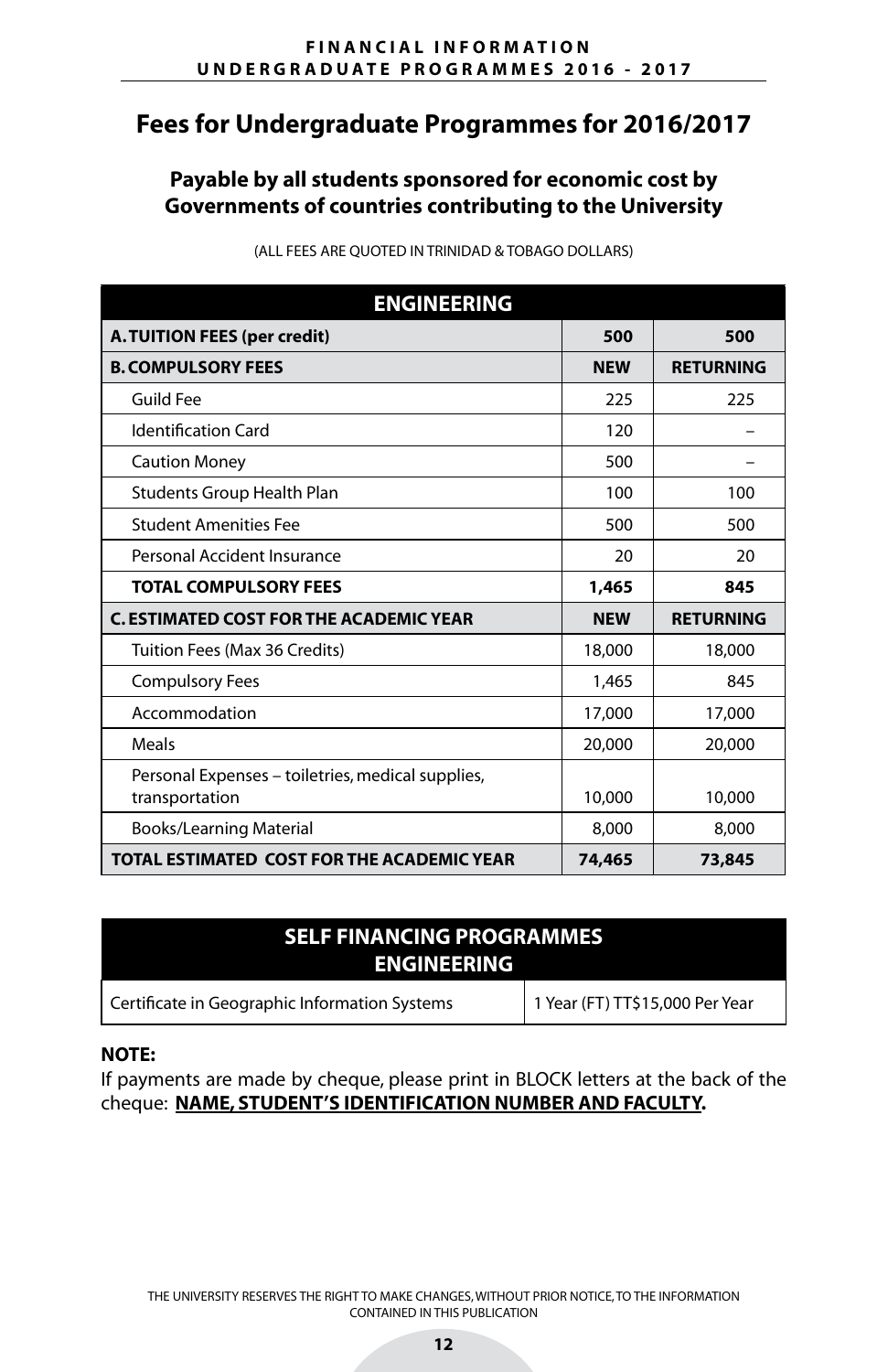# Fees for Undergraduate Programmes for 2016/2017

### Payable by all students sponsored for economic cost by Governments of countries contributing to the University

(ALL FEES ARE QUOTED IN TRINIDAD & TOBAGO DOLLARS)

| ENGINEERING | | |
|---|---|---|
| **A. TUITION FEES (per credit)** | **500** | **500** |
| **B. COMPULSORY FEES** | **NEW** | **RETURNING** |
| Guild Fee | 225 | 225 |
| Identification Card | 120 | – |
| Caution Money | 500 | – |
| Students Group Health Plan | 100 | 100 |
| Student Amenities Fee | 500 | 500 |
| Personal Accident Insurance | 20 | 20 |
| **TOTAL COMPULSORY FEES** | **1,465** | **845** |
| **C. ESTIMATED COST FOR THE ACADEMIC YEAR** | **NEW** | **RETURNING** |
| Tuition Fees (Max 36 Credits) | 18,000 | 18,000 |
| Compulsory Fees | 1,465 | 845 |
| Accommodation | 17,000 | 17,000 |
| Meals | 20,000 | 20,000 |
| Personal Expenses – toiletries, medical supplies, transportation | 10,000 | 10,000 |
| Books/Learning Material | 8,000 | 8,000 |
| **TOTAL ESTIMATED COST FOR THE ACADEMIC YEAR** | **74,465** | **73,845** |

| SELF FINANCING PROGRAMMES ENGINEERING | |
|---|---|
| Certificate in Geographic Information Systems | 1 Year (FT) TT$15,000 Per Year |

**NOTE:**

If payments are made by cheque, please print in BLOCK letters at the back of the cheque: **NAME, STUDENT'S IDENTIFICATION NUMBER AND FACULTY.**

THE UNIVERSITY RESERVES THE RIGHT TO MAKE CHANGES, WITHOUT PRIOR NOTICE, TO THE INFORMATION CONTAINED IN THIS PUBLICATION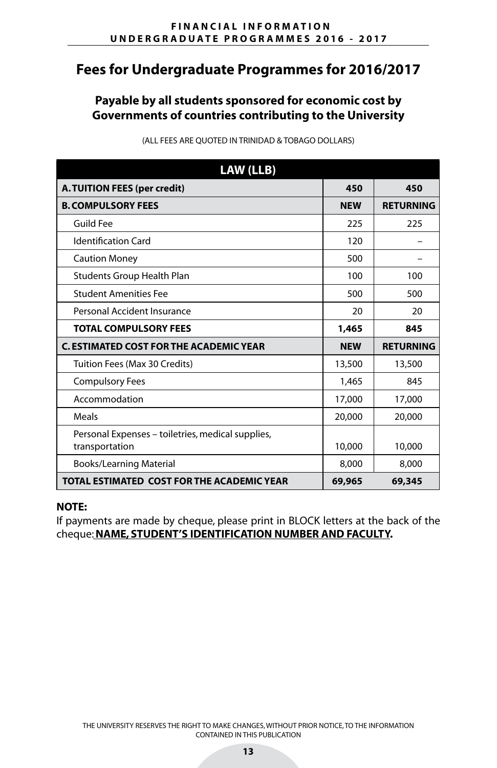# Fees for Undergraduate Programmes for 2016/2017

### Payable by all students sponsored for economic cost by Governments of countries contributing to the University

(ALL FEES ARE QUOTED IN TRINIDAD & TOBAGO DOLLARS)

| LAW (LLB) | | |
|---|---|---|
| **A. TUITION FEES (per credit)** | **450** | **450** |
| **B. COMPULSORY FEES** | **NEW** | **RETURNING** |
| Guild Fee | 225 | 225 |
| Identification Card | 120 | – |
| Caution Money | 500 | – |
| Students Group Health Plan | 100 | 100 |
| Student Amenities Fee | 500 | 500 |
| Personal Accident Insurance | 20 | 20 |
| **TOTAL COMPULSORY FEES** | **1,465** | **845** |
| **C. ESTIMATED COST FOR THE ACADEMIC YEAR** | **NEW** | **RETURNING** |
| Tuition Fees (Max 30 Credits) | 13,500 | 13,500 |
| Compulsory Fees | 1,465 | 845 |
| Accommodation | 17,000 | 17,000 |
| Meals | 20,000 | 20,000 |
| Personal Expenses – toiletries, medical supplies, transportation | 10,000 | 10,000 |
| Books/Learning Material | 8,000 | 8,000 |
| **TOTAL ESTIMATED COST FOR THE ACADEMIC YEAR** | **69,965** | **69,345** |

**NOTE:**

If payments are made by cheque, please print in BLOCK letters at the back of the cheque: **NAME, STUDENT'S IDENTIFICATION NUMBER AND FACULTY.**

THE UNIVERSITY RESERVES THE RIGHT TO MAKE CHANGES, WITHOUT PRIOR NOTICE, TO THE INFORMATION CONTAINED IN THIS PUBLICATION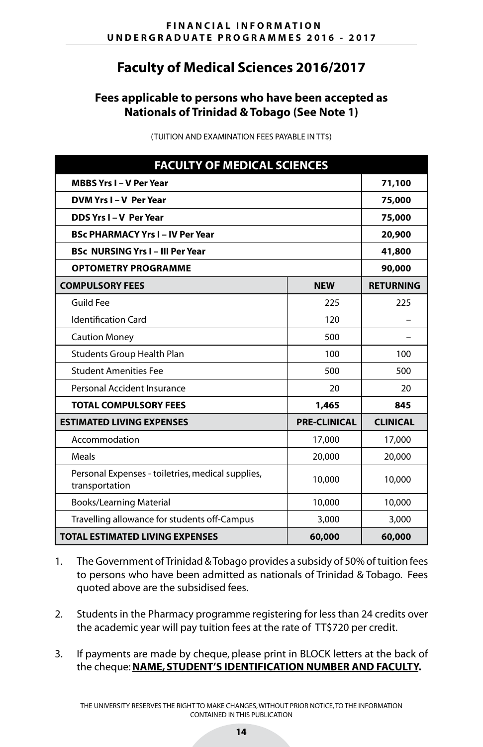# Faculty of Medical Sciences 2016/2017

## Fees applicable to persons who have been accepted as Nationals of Trinidad & Tobago (See Note 1)

(TUITION AND EXAMINATION FEES PAYABLE IN TT$)

| FACULTY OF MEDICAL SCIENCES | | |
|---|---|---|
| **MBBS Yrs I – V Per Year** | | **71,100** |
| **DVM Yrs I – V Per Year** | | **75,000** |
| **DDS Yrs I – V Per Year** | | **75,000** |
| **BSc PHARMACY Yrs I – IV Per Year** | | **20,900** |
| **BSc NURSING Yrs I – III Per Year** | | **41,800** |
| **OPTOMETRY PROGRAMME** | | **90,000** |
| **COMPULSORY FEES** | **NEW** | **RETURNING** |
| Guild Fee | 225 | 225 |
| Identification Card | 120 | – |
| Caution Money | 500 | – |
| Students Group Health Plan | 100 | 100 |
| Student Amenities Fee | 500 | 500 |
| Personal Accident Insurance | 20 | 20 |
| **TOTAL COMPULSORY FEES** | **1,465** | **845** |
| **ESTIMATED LIVING EXPENSES** | **PRE-CLINICAL** | **CLINICAL** |
| Accommodation | 17,000 | 17,000 |
| Meals | 20,000 | 20,000 |
| Personal Expenses - toiletries, medical supplies, transportation | 10,000 | 10,000 |
| Books/Learning Material | 10,000 | 10,000 |
| Travelling allowance for students off-Campus | 3,000 | 3,000 |
| **TOTAL ESTIMATED LIVING EXPENSES** | **60,000** | **60,000** |

1. The Government of Trinidad & Tobago provides a subsidy of 50% of tuition fees to persons who have been admitted as nationals of Trinidad & Tobago. Fees quoted above are the subsidised fees.

2. Students in the Pharmacy programme registering for less than 24 credits over the academic year will pay tuition fees at the rate of TT$720 per credit.

3. If payments are made by cheque, please print in BLOCK letters at the back of the cheque: **NAME, STUDENT'S IDENTIFICATION NUMBER AND FACULTY.**

THE UNIVERSITY RESERVES THE RIGHT TO MAKE CHANGES, WITHOUT PRIOR NOTICE, TO THE INFORMATION CONTAINED IN THIS PUBLICATION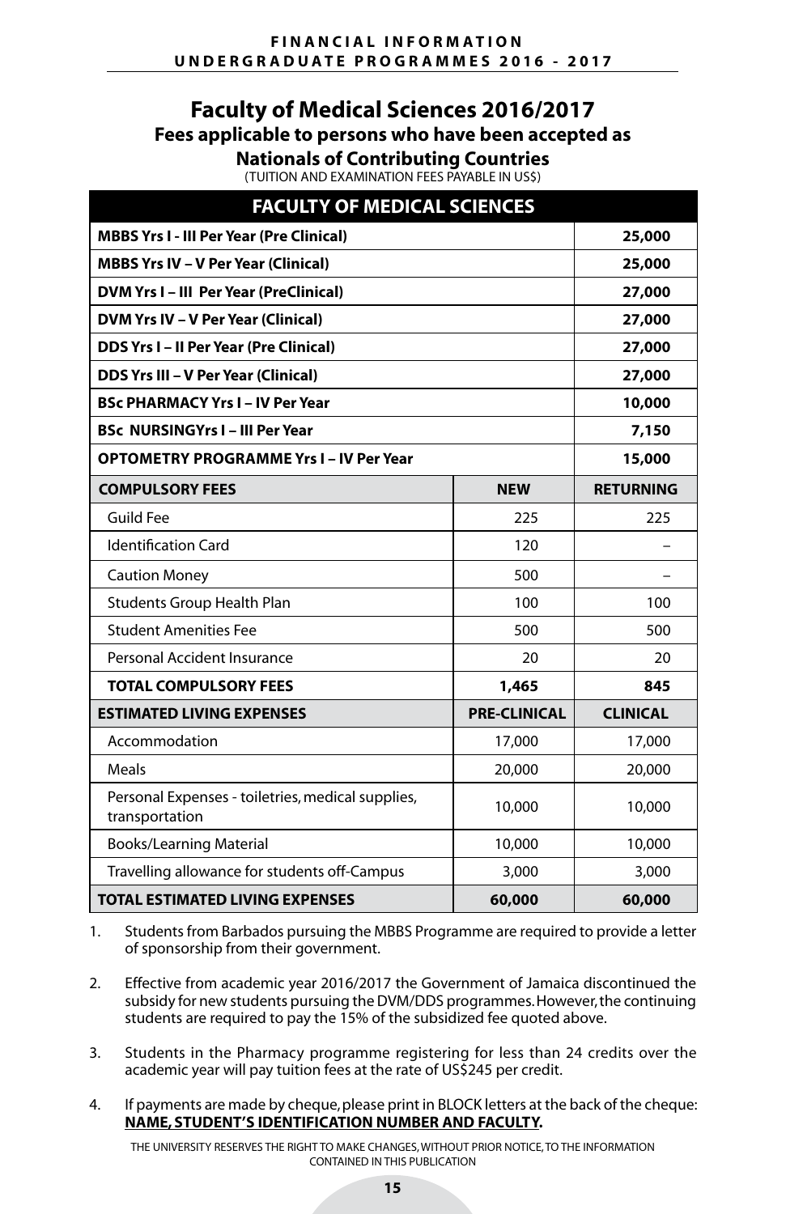# Faculty of Medical Sciences 2016/2017

## Fees applicable to persons who have been accepted as Nationals of Contributing Countries

(TUITION AND EXAMINATION FEES PAYABLE IN US$)

| FACULTY OF MEDICAL SCIENCES | | |
|---|---|---|
| **MBBS Yrs I - III Per Year (Pre Clinical)** | | **25,000** |
| **MBBS Yrs IV – V Per Year (Clinical)** | | **25,000** |
| **DVM Yrs I – III Per Year (PreClinical)** | | **27,000** |
| **DVM Yrs IV – V Per Year (Clinical)** | | **27,000** |
| **DDS Yrs I – II Per Year (Pre Clinical)** | | **27,000** |
| **DDS Yrs III – V Per Year (Clinical)** | | **27,000** |
| **BSc PHARMACY Yrs I – IV Per Year** | | **10,000** |
| **BSc NURSINGYrs I – III Per Year** | | **7,150** |
| **OPTOMETRY PROGRAMME Yrs I – IV Per Year** | | **15,000** |
| **COMPULSORY FEES** | **NEW** | **RETURNING** |
| Guild Fee | 225 | 225 |
| Identification Card | 120 | – |
| Caution Money | 500 | – |
| Students Group Health Plan | 100 | 100 |
| Student Amenities Fee | 500 | 500 |
| Personal Accident Insurance | 20 | 20 |
| **TOTAL COMPULSORY FEES** | **1,465** | **845** |
| **ESTIMATED LIVING EXPENSES** | **PRE-CLINICAL** | **CLINICAL** |
| Accommodation | 17,000 | 17,000 |
| Meals | 20,000 | 20,000 |
| Personal Expenses - toiletries, medical supplies, transportation | 10,000 | 10,000 |
| Books/Learning Material | 10,000 | 10,000 |
| Travelling allowance for students off-Campus | 3,000 | 3,000 |
| **TOTAL ESTIMATED LIVING EXPENSES** | **60,000** | **60,000** |

1. Students from Barbados pursuing the MBBS Programme are required to provide a letter of sponsorship from their government.

2. Effective from academic year 2016/2017 the Government of Jamaica discontinued the subsidy for new students pursuing the DVM/DDS programmes. However, the continuing students are required to pay the 15% of the subsidized fee quoted above.

3. Students in the Pharmacy programme registering for less than 24 credits over the academic year will pay tuition fees at the rate of US$245 per credit.

4. If payments are made by cheque, please print in BLOCK letters at the back of the cheque: **NAME, STUDENT'S IDENTIFICATION NUMBER AND FACULTY.**

THE UNIVERSITY RESERVES THE RIGHT TO MAKE CHANGES, WITHOUT PRIOR NOTICE, TO THE INFORMATION CONTAINED IN THIS PUBLICATION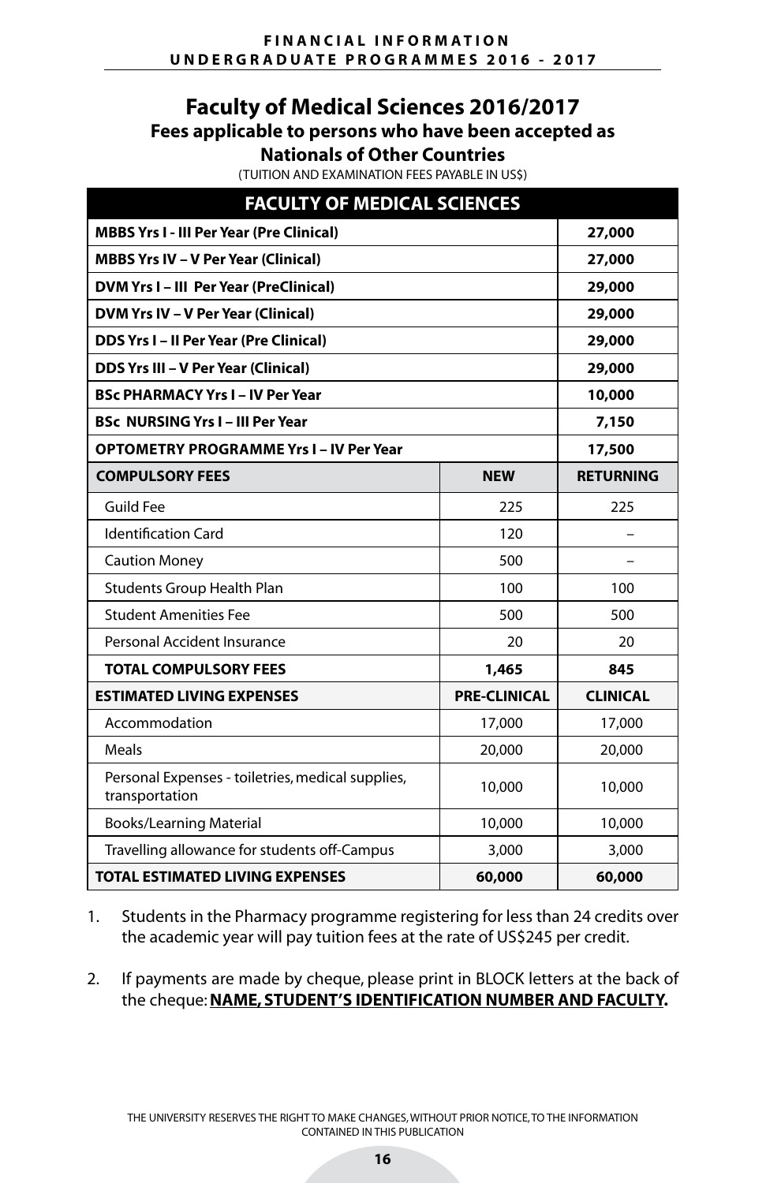## Faculty of Medical Sciences 2016/2017

### Fees applicable to persons who have been accepted as Nationals of Other Countries

(TUITION AND EXAMINATION FEES PAYABLE IN US$)

| FACULTY OF MEDICAL SCIENCES | | |
|---|---|---|
| **MBBS Yrs I - III Per Year (Pre Clinical)** | | **27,000** |
| **MBBS Yrs IV – V Per Year (Clinical)** | | **27,000** |
| **DVM Yrs I – III Per Year (PreClinical)** | | **29,000** |
| **DVM Yrs IV – V Per Year (Clinical)** | | **29,000** |
| **DDS Yrs I – II Per Year (Pre Clinical)** | | **29,000** |
| **DDS Yrs III – V Per Year (Clinical)** | | **29,000** |
| **BSc PHARMACY Yrs I – IV Per Year** | | **10,000** |
| **BSc NURSING Yrs I – III Per Year** | | **7,150** |
| **OPTOMETRY PROGRAMME Yrs I – IV Per Year** | | **17,500** |
| **COMPULSORY FEES** | **NEW** | **RETURNING** |
| Guild Fee | 225 | 225 |
| Identification Card | 120 | – |
| Caution Money | 500 | – |
| Students Group Health Plan | 100 | 100 |
| Student Amenities Fee | 500 | 500 |
| Personal Accident Insurance | 20 | 20 |
| **TOTAL COMPULSORY FEES** | **1,465** | **845** |
| **ESTIMATED LIVING EXPENSES** | **PRE-CLINICAL** | **CLINICAL** |
| Accommodation | 17,000 | 17,000 |
| Meals | 20,000 | 20,000 |
| Personal Expenses - toiletries, medical supplies, transportation | 10,000 | 10,000 |
| Books/Learning Material | 10,000 | 10,000 |
| Travelling allowance for students off-Campus | 3,000 | 3,000 |
| **TOTAL ESTIMATED LIVING EXPENSES** | **60,000** | **60,000** |

1. Students in the Pharmacy programme registering for less than 24 credits over the academic year will pay tuition fees at the rate of US$245 per credit.

2. If payments are made by cheque, please print in BLOCK letters at the back of the cheque: **NAME, STUDENT'S IDENTIFICATION NUMBER AND FACULTY.**

THE UNIVERSITY RESERVES THE RIGHT TO MAKE CHANGES, WITHOUT PRIOR NOTICE, TO THE INFORMATION CONTAINED IN THIS PUBLICATION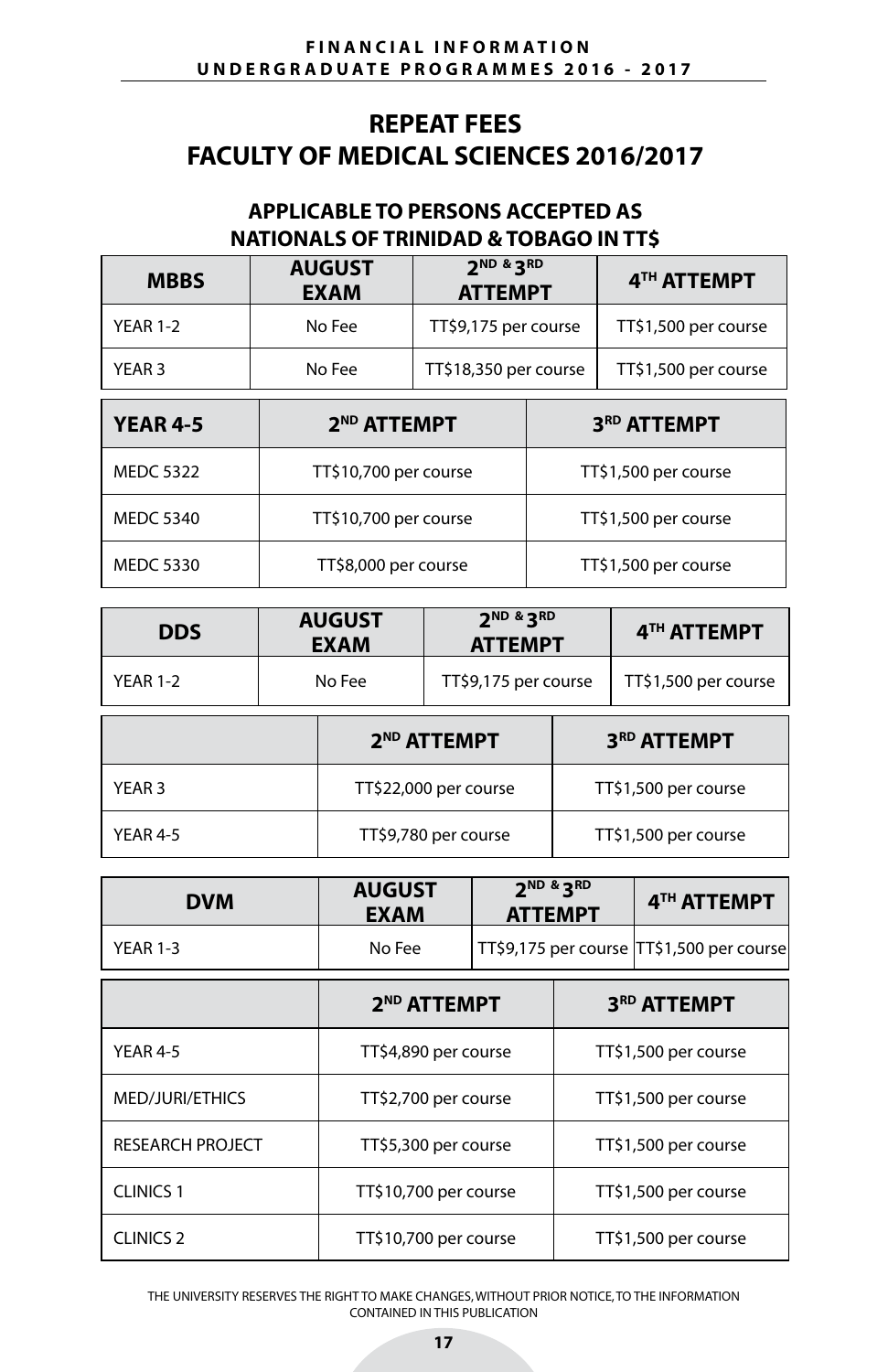# REPEAT FEES
# FACULTY OF MEDICAL SCIENCES 2016/2017

## APPLICABLE TO PERSONS ACCEPTED AS NATIONALS OF TRINIDAD & TOBAGO IN TT$

| MBBS | AUGUST EXAM | 2ND & 3RD ATTEMPT | 4TH ATTEMPT |
|---|---|---|---|
| YEAR 1-2 | No Fee | TT$9,175 per course | TT$1,500 per course |
| YEAR 3 | No Fee | TT$18,350 per course | TT$1,500 per course |

| YEAR 4-5 | 2ND ATTEMPT | 3RD ATTEMPT |
|---|---|---|
| MEDC 5322 | TT$10,700 per course | TT$1,500 per course |
| MEDC 5340 | TT$10,700 per course | TT$1,500 per course |
| MEDC 5330 | TT$8,000 per course | TT$1,500 per course |

| DDS | AUGUST EXAM | 2ND & 3RD ATTEMPT | 4TH ATTEMPT |
|---|---|---|---|
| YEAR 1-2 | No Fee | TT$9,175 per course | TT$1,500 per course |

| | 2ND ATTEMPT | 3RD ATTEMPT |
|---|---|---|
| YEAR 3 | TT$22,000 per course | TT$1,500 per course |
| YEAR 4-5 | TT$9,780 per course | TT$1,500 per course |

| DVM | AUGUST EXAM | 2ND & 3RD ATTEMPT | 4TH ATTEMPT |
|---|---|---|---|
| YEAR 1-3 | No Fee | TT$9,175 per course | TT$1,500 per course |

| | 2ND ATTEMPT | 3RD ATTEMPT |
|---|---|---|
| YEAR 4-5 | TT$4,890 per course | TT$1,500 per course |
| MED/JURI/ETHICS | TT$2,700 per course | TT$1,500 per course |
| RESEARCH PROJECT | TT$5,300 per course | TT$1,500 per course |
| CLINICS 1 | TT$10,700 per course | TT$1,500 per course |
| CLINICS 2 | TT$10,700 per course | TT$1,500 per course |

THE UNIVERSITY RESERVES THE RIGHT TO MAKE CHANGES, WITHOUT PRIOR NOTICE, TO THE INFORMATION CONTAINED IN THIS PUBLICATION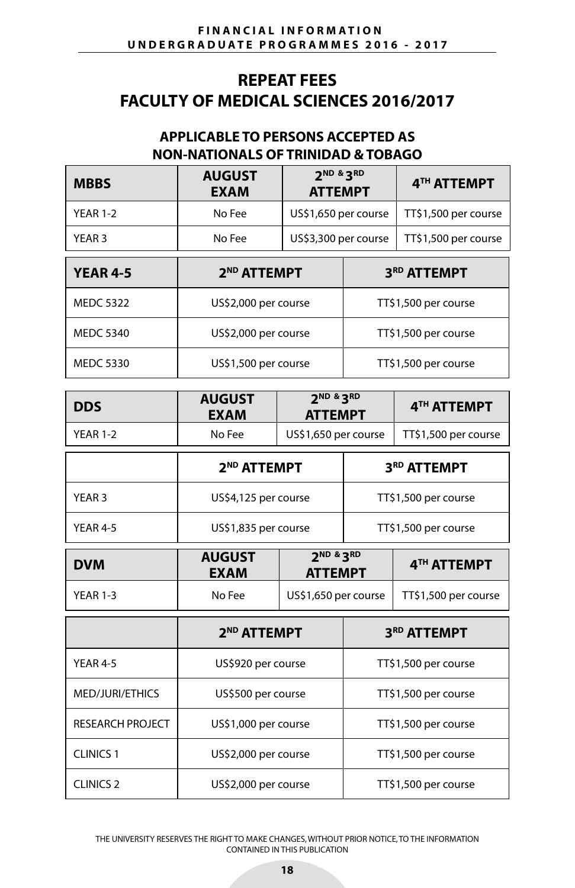# REPEAT FEES
# FACULTY OF MEDICAL SCIENCES 2016/2017

### APPLICABLE TO PERSONS ACCEPTED AS NON-NATIONALS OF TRINIDAD & TOBAGO

| MBBS | AUGUST EXAM | 2ND & 3RD ATTEMPT | 4TH ATTEMPT |
|---|---|---|---|
| YEAR 1-2 | No Fee | US$1,650 per course | TT$1,500 per course |
| YEAR 3 | No Fee | US$3,300 per course | TT$1,500 per course |

| YEAR 4-5 | 2ND ATTEMPT | 3RD ATTEMPT |
|---|---|---|
| MEDC 5322 | US$2,000 per course | TT$1,500 per course |
| MEDC 5340 | US$2,000 per course | TT$1,500 per course |
| MEDC 5330 | US$1,500 per course | TT$1,500 per course |

| DDS | AUGUST EXAM | 2ND & 3RD ATTEMPT | 4TH ATTEMPT |
|---|---|---|---|
| YEAR 1-2 | No Fee | US$1,650 per course | TT$1,500 per course |

| | 2ND ATTEMPT | 3RD ATTEMPT |
|---|---|---|
| YEAR 3 | US$4,125 per course | TT$1,500 per course |
| YEAR 4-5 | US$1,835 per course | TT$1,500 per course |

| DVM | AUGUST EXAM | 2ND & 3RD ATTEMPT | 4TH ATTEMPT |
|---|---|---|---|
| YEAR 1-3 | No Fee | US$1,650 per course | TT$1,500 per course |

| | 2ND ATTEMPT | 3RD ATTEMPT |
|---|---|---|
| YEAR 4-5 | US$920 per course | TT$1,500 per course |
| MED/JURI/ETHICS | US$500 per course | TT$1,500 per course |
| RESEARCH PROJECT | US$1,000 per course | TT$1,500 per course |
| CLINICS 1 | US$2,000 per course | TT$1,500 per course |
| CLINICS 2 | US$2,000 per course | TT$1,500 per course |

THE UNIVERSITY RESERVES THE RIGHT TO MAKE CHANGES, WITHOUT PRIOR NOTICE, TO THE INFORMATION CONTAINED IN THIS PUBLICATION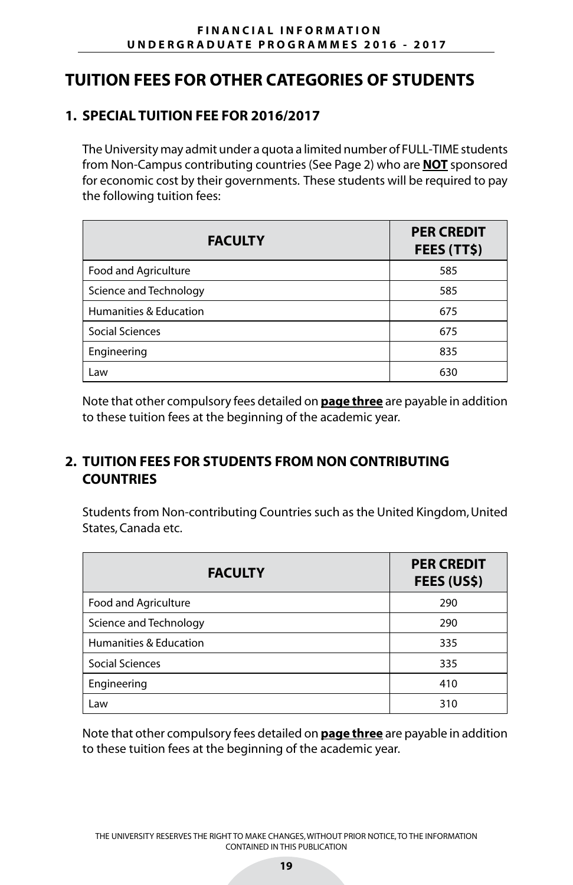# TUITION FEES FOR OTHER CATEGORIES OF STUDENTS

## 1. SPECIAL TUITION FEE FOR 2016/2017

The University may admit under a quota a limited number of FULL-TIME students from Non-Campus contributing countries (See Page 2) who are **NOT** sponsored for economic cost by their governments. These students will be required to pay the following tuition fees:

| FACULTY | PER CREDIT FEES (TT$) |
|---|---|
| Food and Agriculture | 585 |
| Science and Technology | 585 |
| Humanities & Education | 675 |
| Social Sciences | 675 |
| Engineering | 835 |
| Law | 630 |

Note that other compulsory fees detailed on **page three** are payable in addition to these tuition fees at the beginning of the academic year.

## 2. TUITION FEES FOR STUDENTS FROM NON CONTRIBUTING COUNTRIES

Students from Non-contributing Countries such as the United Kingdom, United States, Canada etc.

| FACULTY | PER CREDIT FEES (US$) |
|---|---|
| Food and Agriculture | 290 |
| Science and Technology | 290 |
| Humanities & Education | 335 |
| Social Sciences | 335 |
| Engineering | 410 |
| Law | 310 |

Note that other compulsory fees detailed on **page three** are payable in addition to these tuition fees at the beginning of the academic year.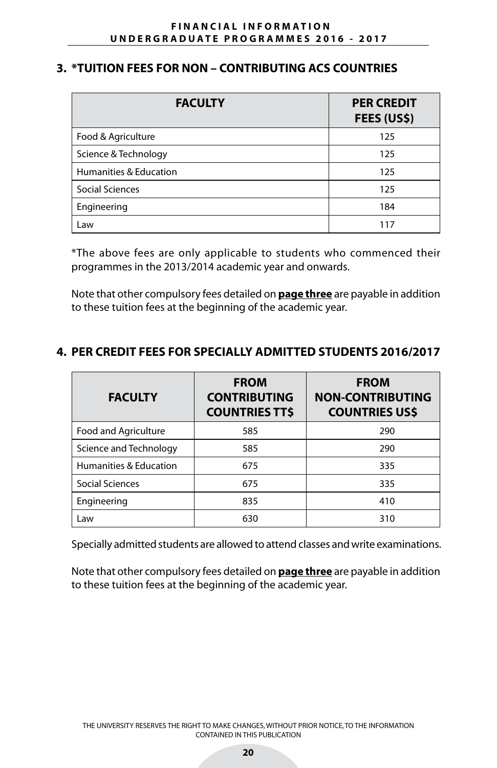## 3. *TUITION FEES FOR NON – CONTRIBUTING ACS COUNTRIES

| FACULTY | PER CREDIT FEES (US$) |
|---|---|
| Food & Agriculture | 125 |
| Science & Technology | 125 |
| Humanities & Education | 125 |
| Social Sciences | 125 |
| Engineering | 184 |
| Law | 117 |

*The above fees are only applicable to students who commenced their programmes in the 2013/2014 academic year and onwards.

Note that other compulsory fees detailed on **page three** are payable in addition to these tuition fees at the beginning of the academic year.

## 4. PER CREDIT FEES FOR SPECIALLY ADMITTED STUDENTS 2016/2017

| FACULTY | FROM CONTRIBUTING COUNTRIES TT$ | FROM NON-CONTRIBUTING COUNTRIES US$ |
|---|---|---|
| Food and Agriculture | 585 | 290 |
| Science and Technology | 585 | 290 |
| Humanities & Education | 675 | 335 |
| Social Sciences | 675 | 335 |
| Engineering | 835 | 410 |
| Law | 630 | 310 |

Specially admitted students are allowed to attend classes and write examinations.

Note that other compulsory fees detailed on **page three** are payable in addition to these tuition fees at the beginning of the academic year.

THE UNIVERSITY RESERVES THE RIGHT TO MAKE CHANGES, WITHOUT PRIOR NOTICE, TO THE INFORMATION CONTAINED IN THIS PUBLICATION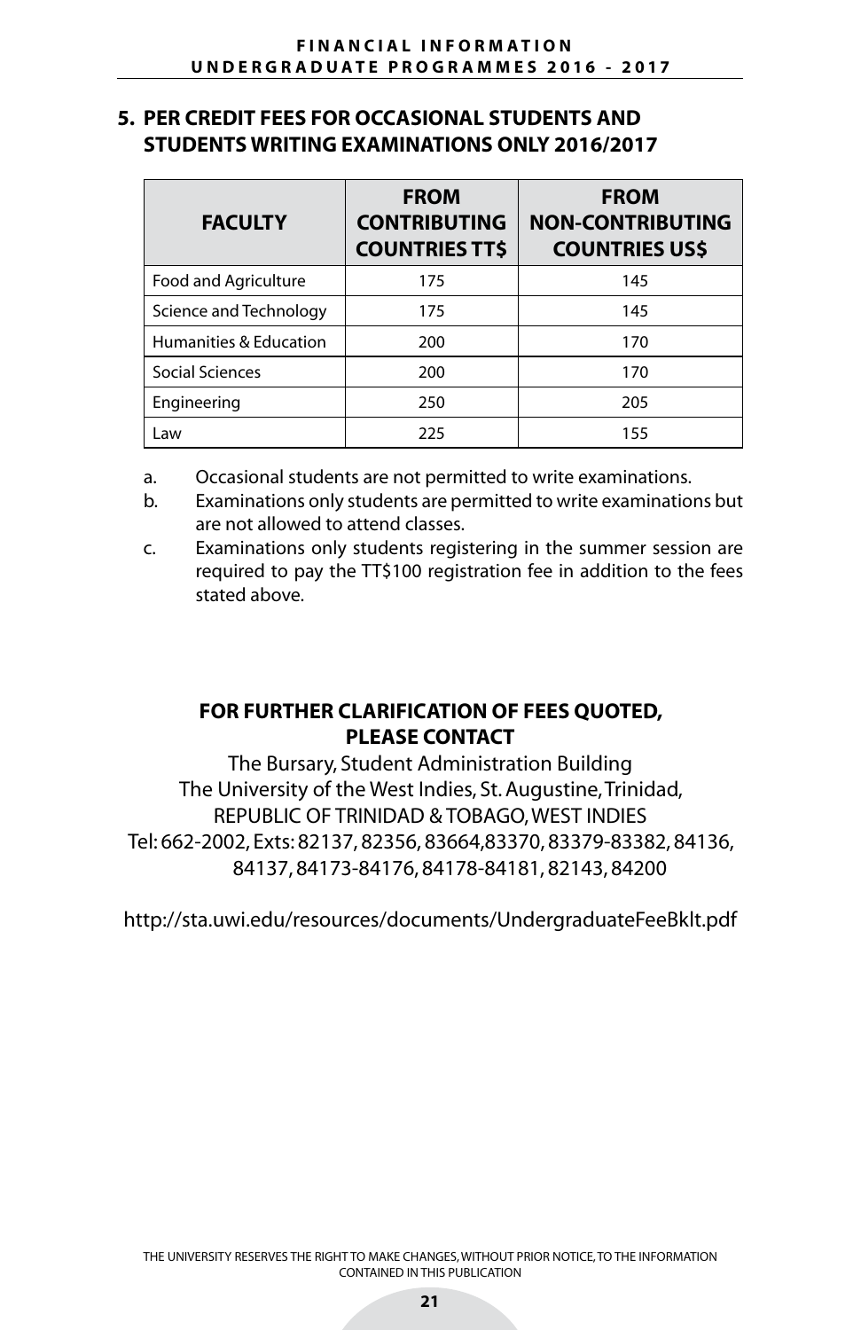## 5. PER CREDIT FEES FOR OCCASIONAL STUDENTS AND STUDENTS WRITING EXAMINATIONS ONLY 2016/2017

| FACULTY | FROM CONTRIBUTING COUNTRIES TT$ | FROM NON-CONTRIBUTING COUNTRIES US$ |
|---|---|---|
| Food and Agriculture | 175 | 145 |
| Science and Technology | 175 | 145 |
| Humanities & Education | 200 | 170 |
| Social Sciences | 200 | 170 |
| Engineering | 250 | 205 |
| Law | 225 | 155 |

a. Occasional students are not permitted to write examinations.

b. Examinations only students are permitted to write examinations but are not allowed to attend classes.

c. Examinations only students registering in the summer session are required to pay the TT$100 registration fee in addition to the fees stated above.

**FOR FURTHER CLARIFICATION OF FEES QUOTED, PLEASE CONTACT**

The Bursary, Student Administration Building
The University of the West Indies, St. Augustine, Trinidad,
REPUBLIC OF TRINIDAD & TOBAGO, WEST INDIES
Tel: 662-2002, Exts: 82137, 82356, 83664,83370, 83379-83382, 84136, 84137, 84173-84176, 84178-84181, 82143, 84200

http://sta.uwi.edu/resources/documents/UndergraduateFeeBklt.pdf

THE UNIVERSITY RESERVES THE RIGHT TO MAKE CHANGES, WITHOUT PRIOR NOTICE, TO THE INFORMATION CONTAINED IN THIS PUBLICATION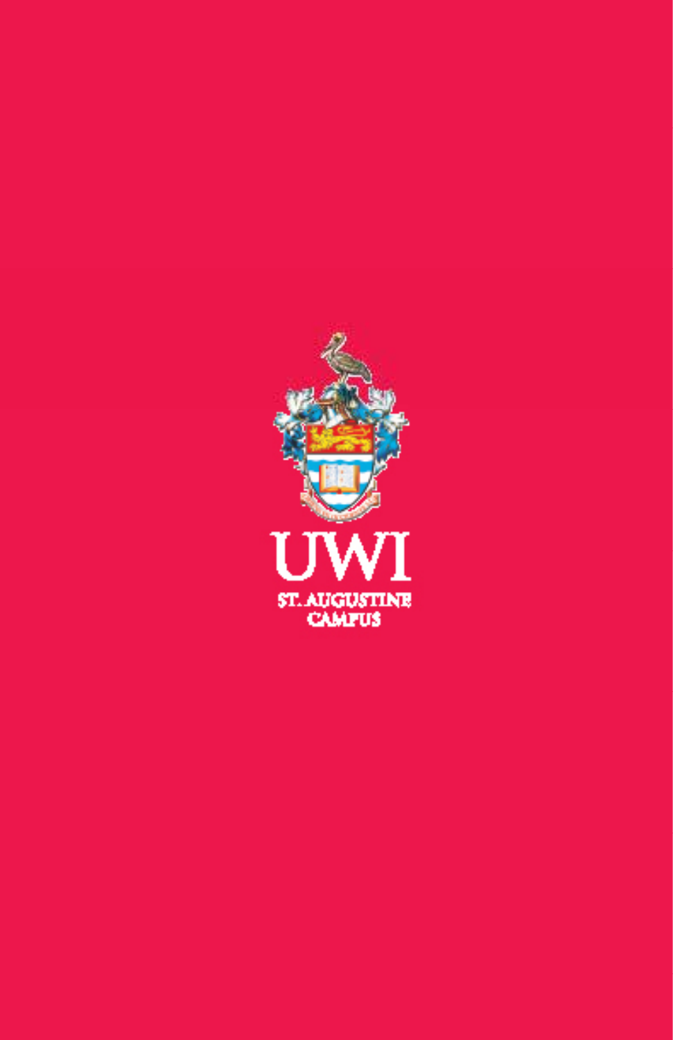UWI

ST. AUGUSTINE
CAMPUS